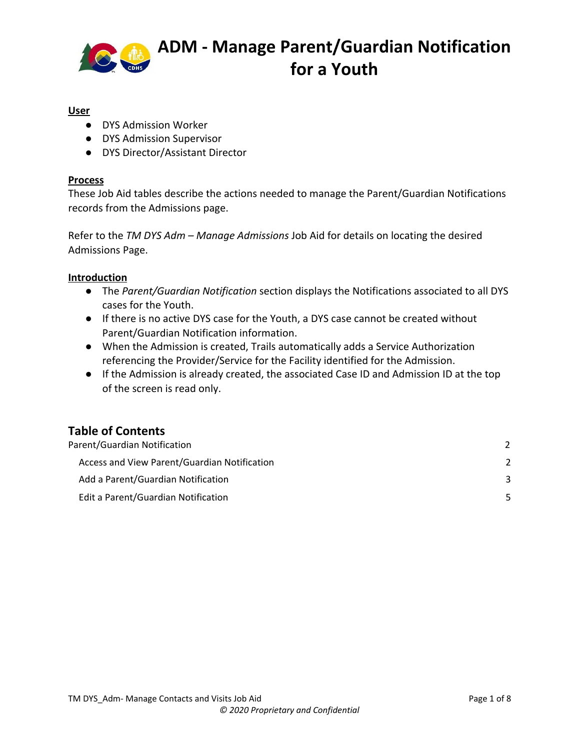# ADM - Manage Parent/Guardian Notification for a Youth

**User**

- DYS Admission Worker
- DYS Admission Supervisor
- DYS Director/Assistant Director

**Process**

These Job Aid tables describe the actions needed to manage the Parent/Guardian Notifications records from the Admissions page.

Refer to the *TM DYS Adm – Manage Admissions* Job Aid for details on locating the desired Admissions Page.

**Introduction**

- The *Parent/Guardian Notification* section displays the Notifications associated to all DYS cases for the Youth.
- If there is no active DYS case for the Youth, a DYS case cannot be created without Parent/Guardian Notification information.
- When the Admission is created, Trails automatically adds a Service Authorization referencing the Provider/Service for the Facility identified for the Admission.
- If the Admission is already created, the associated Case ID and Admission ID at the top of the screen is read only.

## Table of Contents

Parent/Guardian Notification 2

- Access and View Parent/Guardian Notification 2
- Add a Parent/Guardian Notification 3
- Edit a Parent/Guardian Notification 5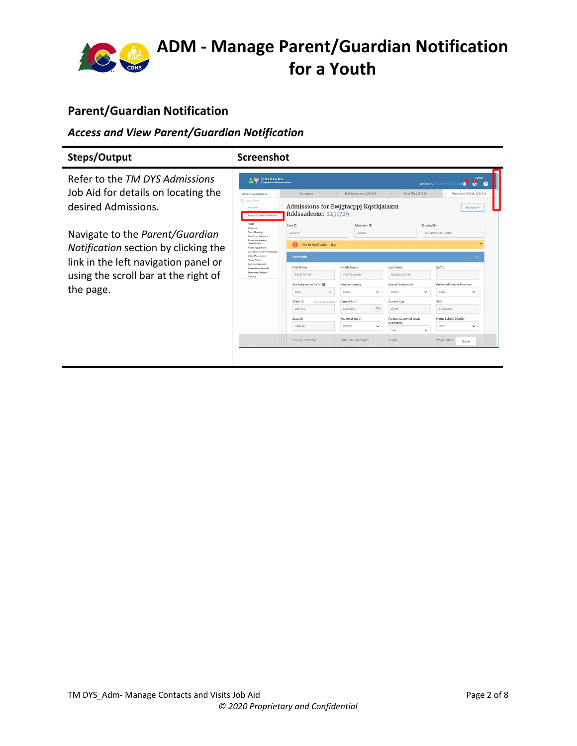## Parent/Guardian Notification

### *Access and View Parent/Guardian Notification*

| Steps/Output | Screenshot |
|---|---|
| Refer to the *TM DYS Admissions* Job Aid for details on locating the desired Admissions.<br><br>Navigate to the *Parent/Guardian Notification* section by clicking the link in the left navigation panel or using the scroll bar at the right of the page. | |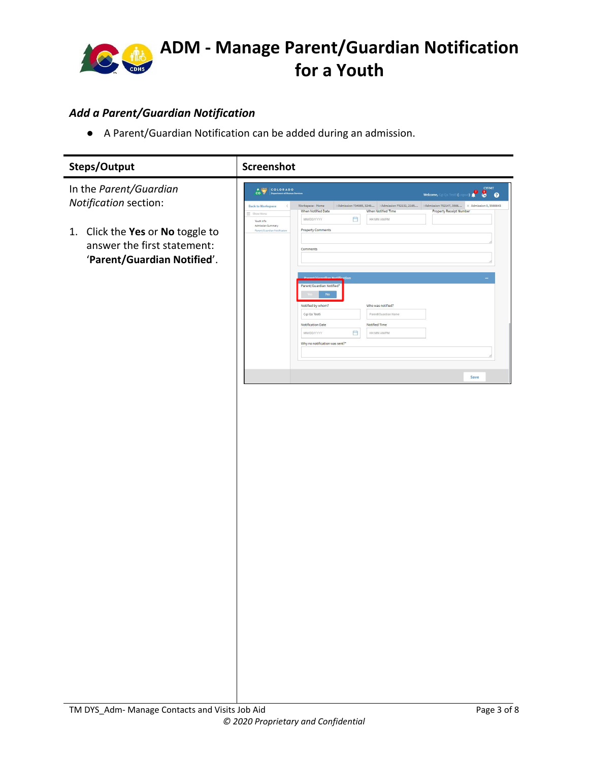# ADM - Manage Parent/Guardian Notification for a Youth

### *Add a Parent/Guardian Notification*

- A Parent/Guardian Notification can be added during an admission.

| Steps/Output | Screenshot |
| --- | --- |
| In the *Parent/Guardian Notification* section:<br><br>1. Click the **Yes** or **No** toggle to answer the first statement: '**Parent/Guardian Notified**'. | |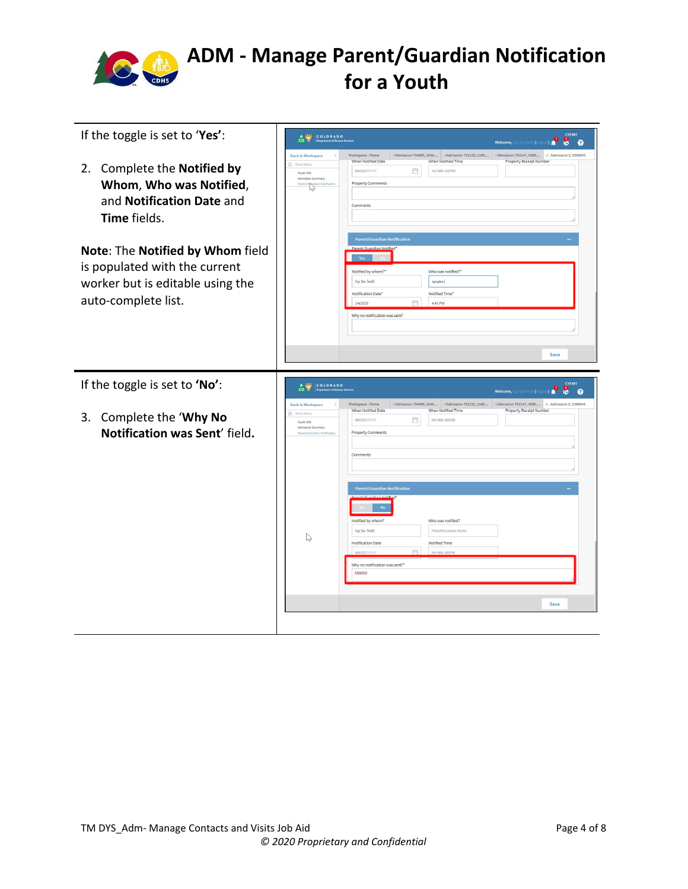# ADM - Manage Parent/Guardian Notification for a Youth

If the toggle is set to '**Yes**':

2. Complete the **Notified by Whom**, **Who was Notified**, and **Notification Date** and **Time** fields.

**Note**: The **Notified by Whom** field is populated with the current worker but is editable using the auto-complete list.

If the toggle is set to '**No**':

3. Complete the '**Why No Notification was Sent**' field.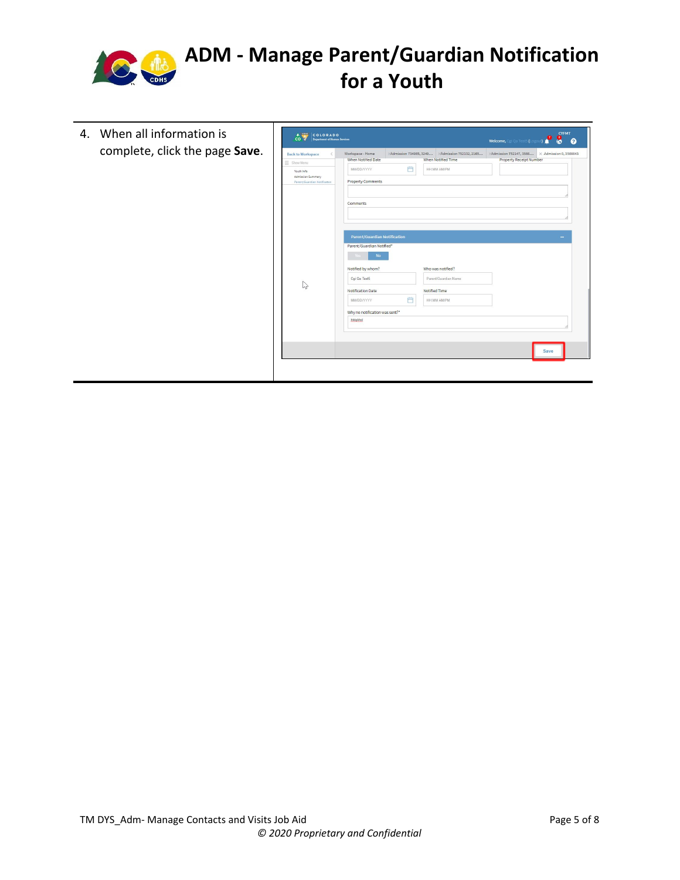| | |
|---|---|
| 4. When all information is complete, click the page **Save**. | |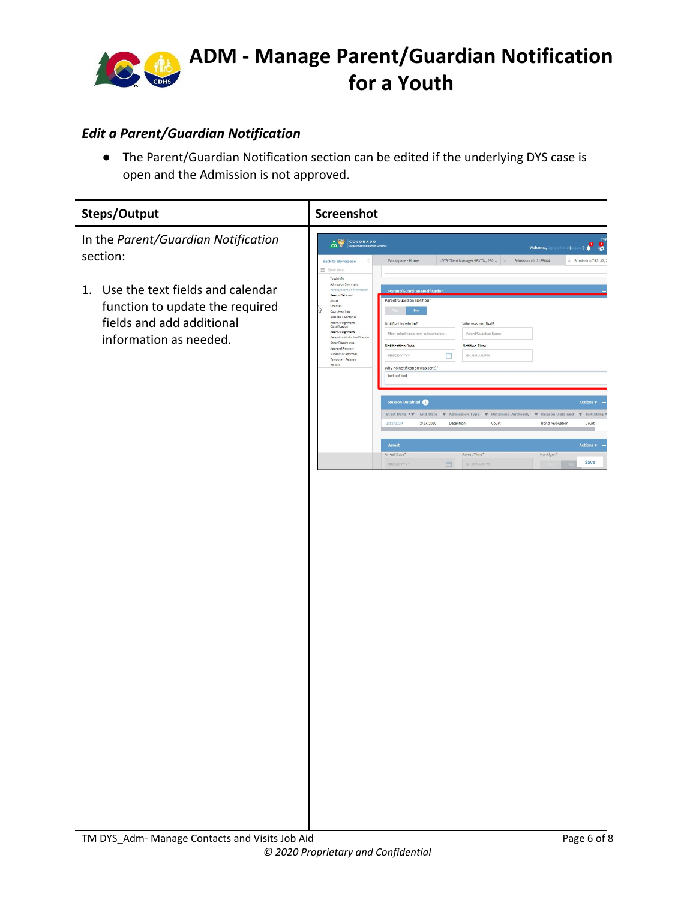### *Edit a Parent/Guardian Notification*

- The Parent/Guardian Notification section can be edited if the underlying DYS case is open and the Admission is not approved.

| Steps/Output | Screenshot |
|---|---|
| In the *Parent/Guardian Notification* section:<br><br>1. Use the text fields and calendar function to update the required fields and add additional information as needed. | |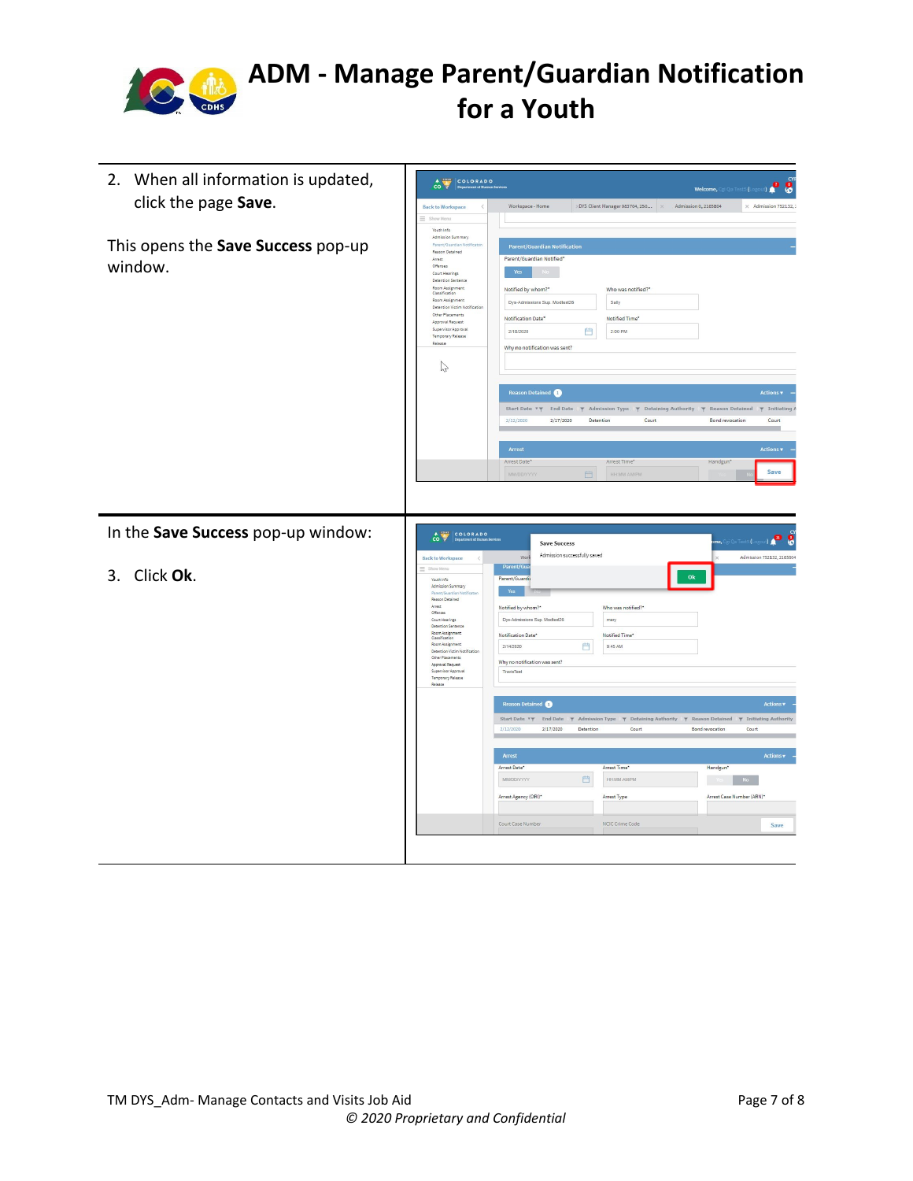# ADM - Manage Parent/Guardian Notification for a Youth

| | |
|---|---|
| 2. When all information is updated, click the page **Save**.<br><br>This opens the **Save Success** pop-up window. | |
| In the **Save Success** pop-up window:<br><br>3. Click **Ok**. | |

*© 2020 Proprietary and Confidential*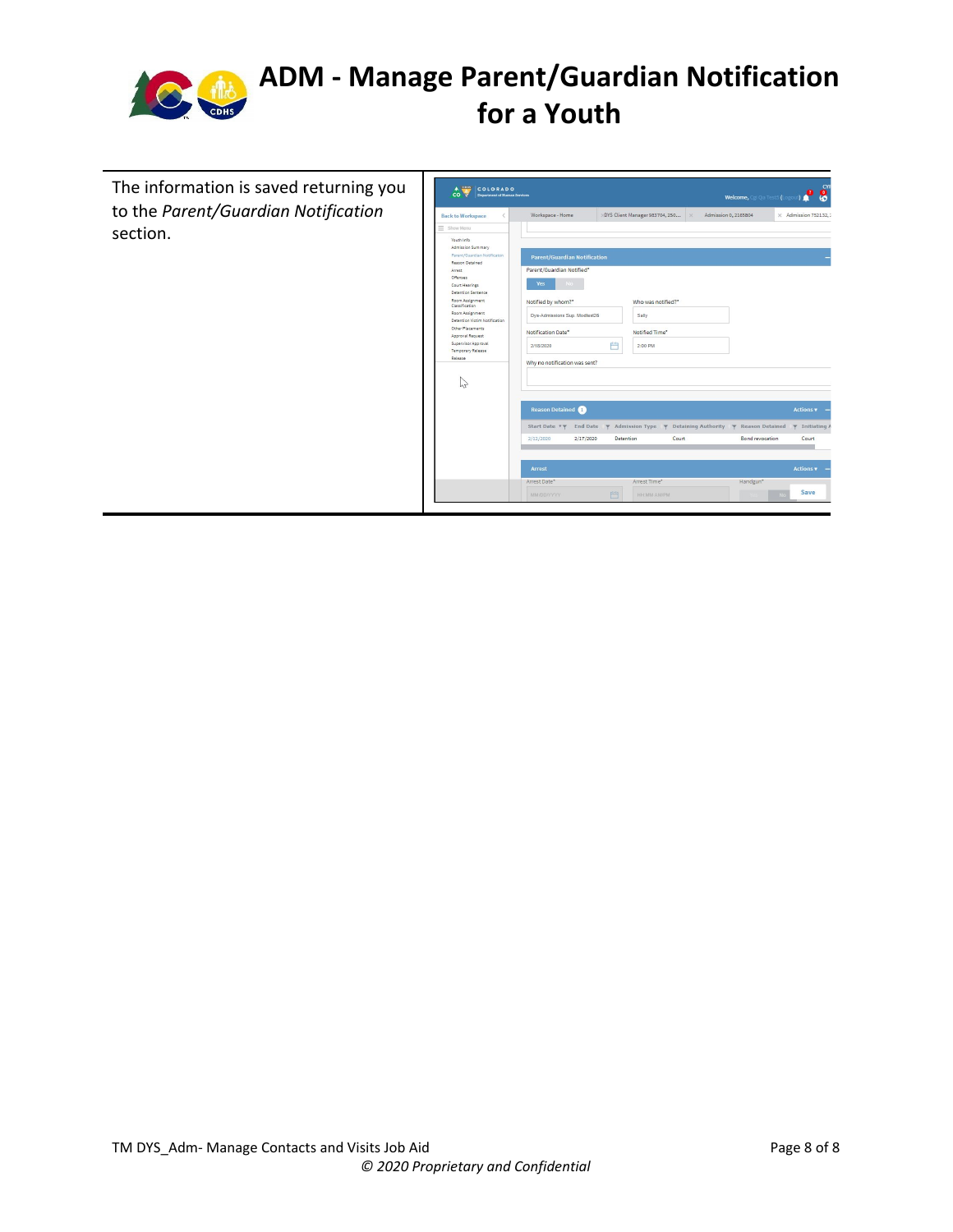# ADM - Manage Parent/Guardian Notification for a Youth

| | |
|---|---|
| The information is saved returning you to the *Parent/Guardian Notification* section. | |